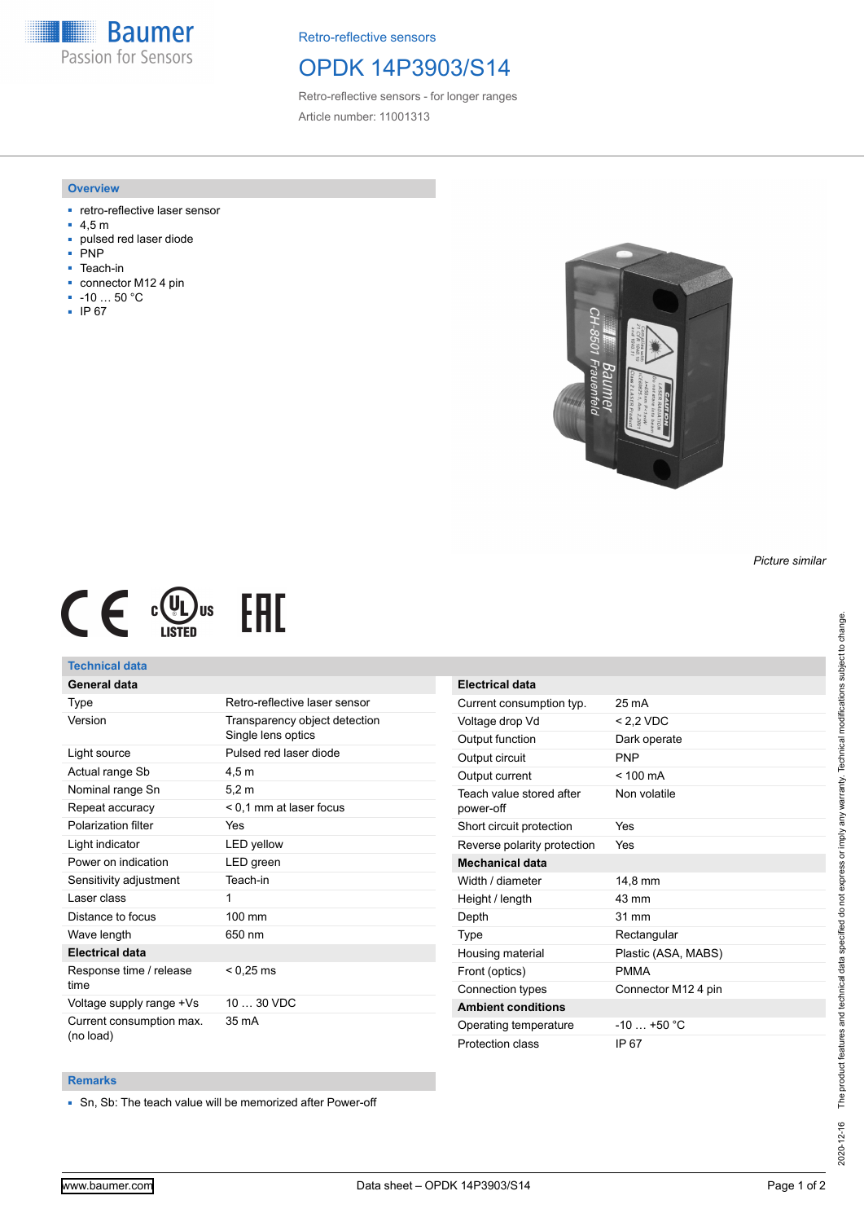Retro-reflective sensors

# OPDK 14P3903/S14

Retro-reflective sensors - for longer ranges

Article number: 11001313

## Overview

- retro-reflective laser sensor
- 4,5 m
- pulsed red laser diode
- PNP
- Teach-in
- connector M12 4 pin
- -10 … 50 °C
- IP 67

*Picture similar*

## Technical data

| General data | |
|---|---|
| Type | Retro-reflective laser sensor |
| Version | Transparency object detection<br>Single lens optics |
| Light source | Pulsed red laser diode |
| Actual range Sb | 4,5 m |
| Nominal range Sn | 5,2 m |
| Repeat accuracy | < 0,1 mm at laser focus |
| Polarization filter | Yes |
| Light indicator | LED yellow |
| Power on indication | LED green |
| Sensitivity adjustment | Teach-in |
| Laser class | 1 |
| Distance to focus | 100 mm |
| Wave length | 650 nm |
| **Electrical data** | |
| Response time / release time | < 0,25 ms |
| Voltage supply range +Vs | 10 … 30 VDC |
| Current consumption max. (no load) | 35 mA |

| Electrical data | |
|---|---|
| Current consumption typ. | 25 mA |
| Voltage drop Vd | < 2,2 VDC |
| Output function | Dark operate |
| Output circuit | PNP |
| Output current | < 100 mA |
| Teach value stored after power-off | Non volatile |
| Short circuit protection | Yes |
| Reverse polarity protection | Yes |
| **Mechanical data** | |
| Width / diameter | 14,8 mm |
| Height / length | 43 mm |
| Depth | 31 mm |
| Type | Rectangular |
| Housing material | Plastic (ASA, MABS) |
| Front (optics) | PMMA |
| Connection types | Connector M12 4 pin |
| **Ambient conditions** | |
| Operating temperature | -10 … +50 °C |
| Protection class | IP 67 |

## Remarks

- Sn, Sb: The teach value will be memorized after Power-off

The product features and technical data specified do not express or imply any warranty. Technical modifications subject to change. 2020-12-16

www.baumer.com | Data sheet – OPDK 14P3903/S14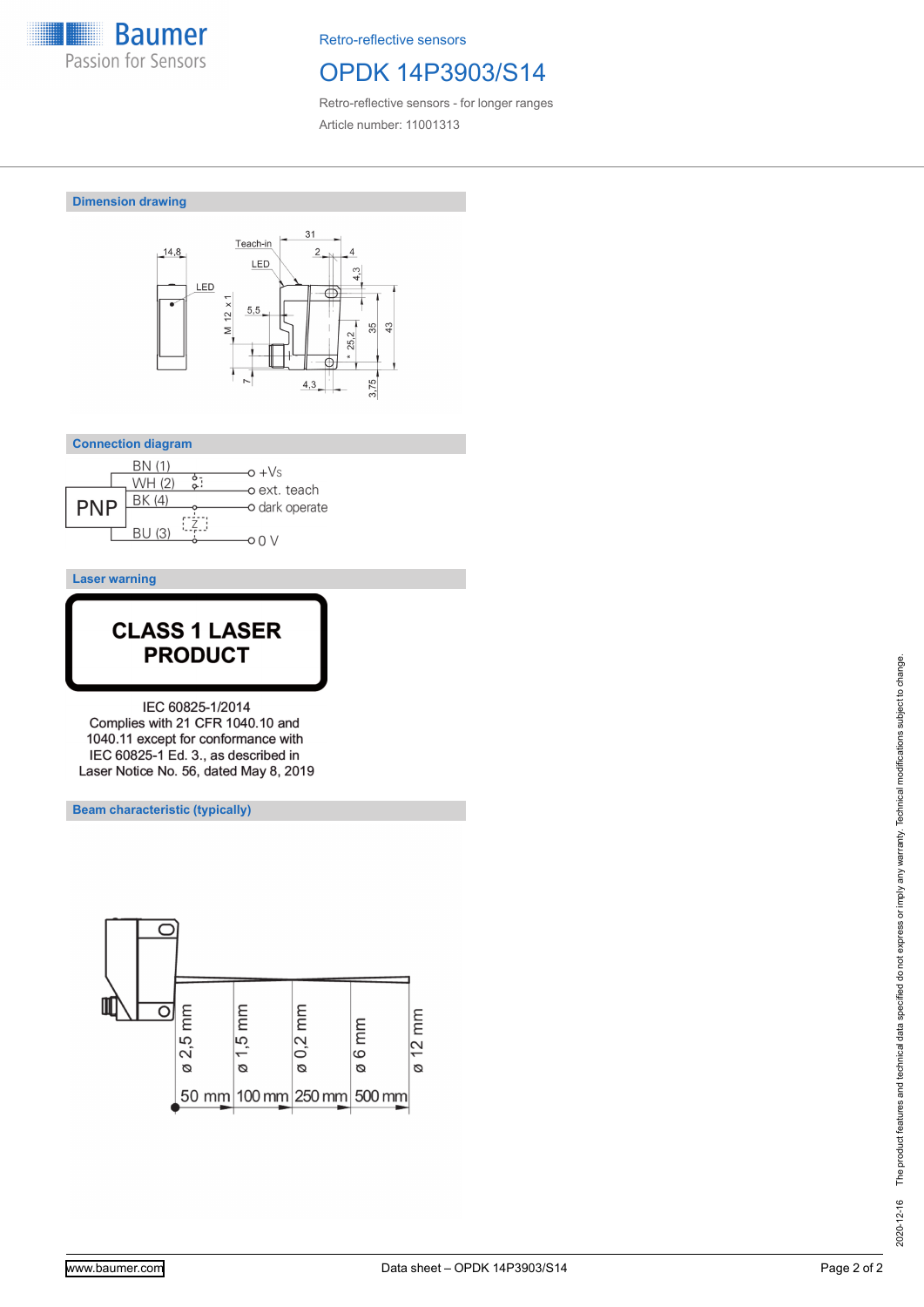Retro-reflective sensors

# OPDK 14P3903/S14

Retro-reflective sensors - for longer ranges

Article number: 11001313

## Dimension drawing

14,8

LED

Teach-in

LED

31

2

4

4,3

M 12 x 1

5,5

* 25,2

35

43

7

4,3

3,75

## Connection diagram

PNP

BN (1) +Vs

WH (2) ext. teach

BK (4) dark operate

BU (3) 0 V

Z

## Laser warning

**CLASS 1 LASER PRODUCT**

IEC 60825-1/2014
Complies with 21 CFR 1040.10 and 1040.11 except for conformance with IEC 60825-1 Ed. 3., as described in Laser Notice No. 56, dated May 8, 2019

## Beam characteristic (typically)

ø 2,5 mm

ø 1,5 mm

ø 0,2 mm

ø 6 mm

ø 12 mm

50 mm

100 mm

250 mm

500 mm

2020-12-16 The product features and technical data specified do not express or imply any warranty. Technical modifications subject to change.

www.baumer.com

Data sheet – OPDK 14P3903/S14